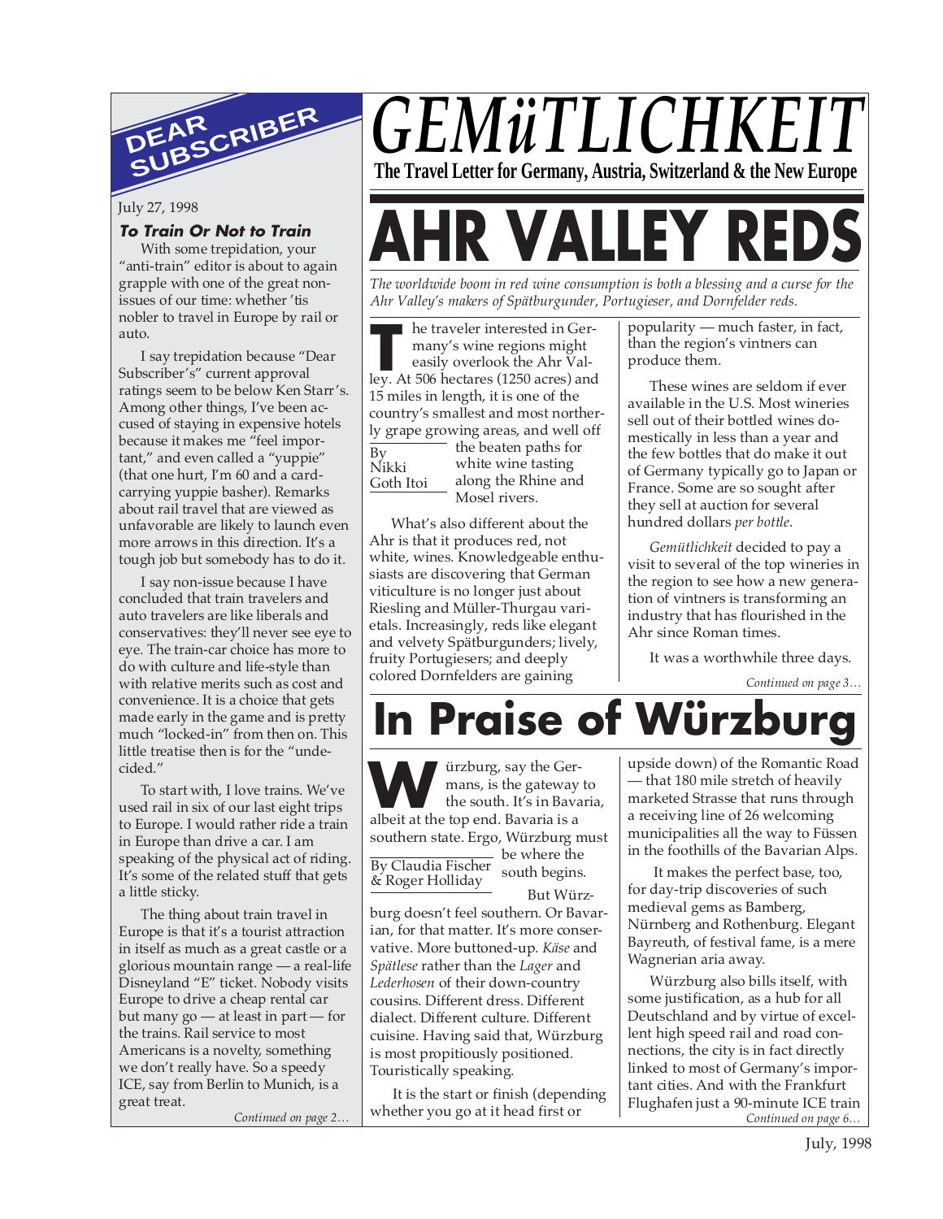# GEMüTLICHKEIT

**The Travel Letter for Germany, Austria, Switzerland & the New Europe**

## DEAR SUBSCRIBER

July 27, 1998

### To Train Or Not to Train

With some trepidation, your "anti-train" editor is about to again grapple with one of the great non-issues of our time: whether 'tis nobler to travel in Europe by rail or auto.

I say trepidation because "Dear Subscriber's" current approval ratings seem to be below Ken Starr's. Among other things, I've been accused of staying in expensive hotels because it makes me "feel important," and even called a "yuppie" (that one hurt, I'm 60 and a card-carrying yuppie basher). Remarks about rail travel that are viewed as unfavorable are likely to launch even more arrows in this direction. It's a tough job but somebody has to do it.

I say non-issue because I have concluded that train travelers and auto travelers are like liberals and conservatives: they'll never see eye to eye. The train-car choice has more to do with culture and life-style than with relative merits such as cost and convenience. It is a choice that gets made early in the game and is pretty much "locked-in" from then on. This little treatise then is for the "undecided."

To start with, I love trains. We've used rail in six of our last eight trips to Europe. I would rather ride a train in Europe than drive a car. I am speaking of the physical act of riding. It's some of the related stuff that gets a little sticky.

The thing about train travel in Europe is that it's a tourist attraction in itself as much as a great castle or a glorious mountain range — a real-life Disneyland "E" ticket. Nobody visits Europe to drive a cheap rental car but many go — at least in part — for the trains. Rail service to most Americans is a novelty, something we don't really have. So a speedy ICE, say from Berlin to Munich, is a great treat.

*Continued on page 2…*

# AHR VALLEY REDS

*The worldwide boom in red wine consumption is both a blessing and a curse for the Ahr Valley's makers of Spätburgunder, Portugieser, and Dornfelder reds.*

By Nikki Goth Itoi

The traveler interested in Germany's wine regions might easily overlook the Ahr Valley. At 506 hectares (1250 acres) and 15 miles in length, it is one of the country's smallest and most northerly grape growing areas, and well off the beaten paths for white wine tasting along the Rhine and Mosel rivers.

What's also different about the Ahr is that it produces red, not white, wines. Knowledgeable enthusiasts are discovering that German viticulture is no longer just about Riesling and Müller-Thurgau varietals. Increasingly, reds like elegant and velvety Spätburgunders; lively, fruity Portugiesers; and deeply colored Dornfelders are gaining popularity — much faster, in fact, than the region's vintners can produce them.

These wines are seldom if ever available in the U.S. Most wineries sell out of their bottled wines domestically in less than a year and the few bottles that do make it out of Germany typically go to Japan or France. Some are so sought after they sell at auction for several hundred dollars *per bottle*.

*Gemütlichkeit* decided to pay a visit to several of the top wineries in the region to see how a new generation of vintners is transforming an industry that has flourished in the Ahr since Roman times.

It was a worthwhile three days.

*Continued on page 3…*

# In Praise of Würzburg

By Claudia Fischer & Roger Holliday

Würzburg, say the Germans, is the gateway to the south. It's in Bavaria, albeit at the top end. Bavaria is a southern state. Ergo, Würzburg must be where the south begins.

But Würzburg doesn't feel southern. Or Bavarian, for that matter. It's more conservative. More buttoned-up. *Käse* and *Spätlese* rather than the *Lager* and *Lederhosen* of their down-country cousins. Different dress. Different dialect. Different culture. Different cuisine. Having said that, Würzburg is most propitiously positioned. Touristically speaking.

It is the start or finish (depending whether you go at it head first or upside down) of the Romantic Road — that 180 mile stretch of heavily marketed Strasse that runs through a receiving line of 26 welcoming municipalities all the way to Füssen in the foothills of the Bavarian Alps.

It makes the perfect base, too, for day-trip discoveries of such medieval gems as Bamberg, Nürnberg and Rothenburg. Elegant Bayreuth, of festival fame, is a mere Wagnerian aria away.

Würzburg also bills itself, with some justification, as a hub for all Deutschland and by virtue of excellent high speed rail and road connections, the city is in fact directly linked to most of Germany's important cities. And with the Frankfurt Flughafen just a 90-minute ICE train

*Continued on page 6…*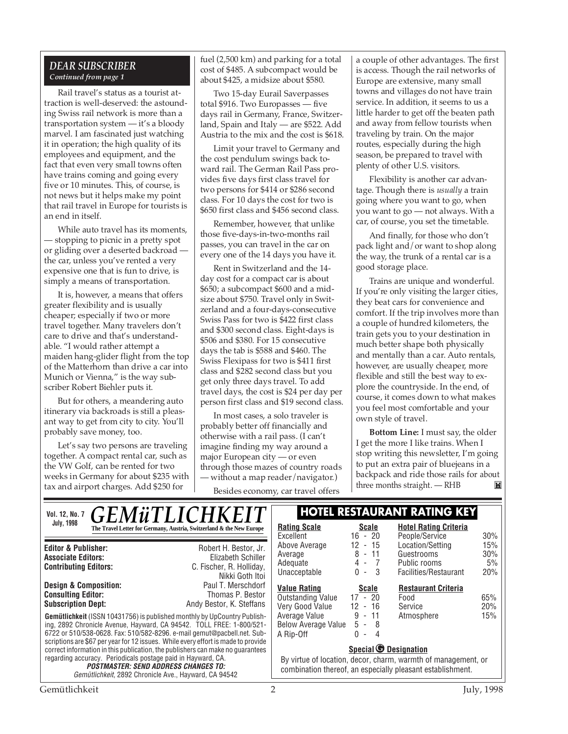## DEAR SUBSCRIBER

*Continued from page 1*

Rail travel's status as a tourist attraction is well-deserved: the astounding Swiss rail network is more than a transportation system — it's a bloody marvel. I am fascinated just watching it in operation; the high quality of its employees and equipment, and the fact that even very small towns often have trains coming and going every five or 10 minutes. This, of course, is not news but it helps make my point that rail travel in Europe for tourists is an end in itself.

While auto travel has its moments, — stopping to picnic in a pretty spot or gliding over a deserted backroad — the car, unless you've rented a very expensive one that is fun to drive, is simply a means of transportation.

It is, however, a means that offers greater flexibility and is usually cheaper; especially if two or more travel together. Many travelers don't care to drive and that's understandable. "I would rather attempt a maiden hang-glider flight from the top of the Matterhorn than drive a car into Munich or Vienna," is the way subscriber Robert Biehler puts it.

But for others, a meandering auto itinerary via backroads is still a pleasant way to get from city to city. You'll probably save money, too.

Let's say two persons are traveling together. A compact rental car, such as the VW Golf, can be rented for two weeks in Germany for about $235 with tax and airport charges. Add $250 for fuel (2,500 km) and parking for a total cost of $485. A subcompact would be about $425, a midsize about $580.

Two 15-day Eurail Saverpasses total $916. Two Europasses — five days rail in Germany, France, Switzerland, Spain and Italy — are $522. Add Austria to the mix and the cost is $618.

Limit your travel to Germany and the cost pendulum swings back toward rail. The German Rail Pass provides five days first class travel for two persons for $414 or $286 second class. For 10 days the cost for two is $650 first class and $456 second class.

Remember, however, that unlike those five-days-in-two-months rail passes, you can travel in the car on every one of the 14 days you have it.

Rent in Switzerland and the 14-day cost for a compact car is about $650; a subcompact $600 and a midsize about $750. Travel only in Switzerland and a four-days-consecutive Swiss Pass for two is $422 first class and $300 second class. Eight-days is $506 and $380. For 15 consecutive days the tab is $588 and $460. The Swiss Flexipass for two is $411 first class and $282 second class but you get only three days travel. To add travel days, the cost is $24 per day per person first class and $19 second class.

In most cases, a solo traveler is probably better off financially and otherwise with a rail pass. (I can't imagine finding my way around a major European city — or even through those mazes of country roads — without a map reader/navigator.)

Besides economy, car travel offers a couple of other advantages. The first is access. Though the rail networks of Europe are extensive, many small towns and villages do not have train service. In addition, it seems to us a little harder to get off the beaten path and away from fellow tourists when traveling by train. On the major routes, especially during the high season, be prepared to travel with plenty of other U.S. visitors.

Flexibility is another car advantage. Though there is *usually* a train going where you want to go, when you want to go — not always. With a car, of course, you set the timetable.

And finally, for those who don't pack light and/or want to shop along the way, the trunk of a rental car is a good storage place.

Trains are unique and wonderful. If you're only visiting the larger cities, they beat cars for convenience and comfort. If the trip involves more than a couple of hundred kilometers, the train gets you to your destination in much better shape both physically and mentally than a car. Auto rentals, however, are usually cheaper, more flexible and still the best way to explore the countryside. In the end, of course, it comes down to what makes you feel most comfortable and your own style of travel.

**Bottom Line:** I must say, the older I get the more I like trains. When I stop writing this newsletter, I'm going to put an extra pair of bluejeans in a backpack and ride those rails for about three months straight. — RHB

---

**Vol. 12, No. 7**
**July, 1998**

# GEMüTLICHKEIT

**The Travel Letter for Germany, Austria, Switzerland & the New Europe**

| | |
|---|---|
| **Editor & Publisher:** | Robert H. Bestor, Jr. |
| **Associate Editors:** | Elizabeth Schiller |
| **Contributing Editors:** | C. Fischer, R. Holliday, Nikki Goth Itoi |
| **Design & Composition:** | Paul T. Merschdorf |
| **Consulting Editor:** | Thomas P. Bestor |
| **Subscription Dept:** | Andy Bestor, K. Steffans |

**Gemütlichkeit** (ISSN 10431756) is published monthly by UpCountry Publishing, 2892 Chronicle Avenue, Hayward, CA 94542. TOLL FREE: 1-800/521-6722 or 510/538-0628. Fax: 510/582-8296. e-mail gemut@pacbell.net. Subscriptions are $67 per year for 12 issues. While every effort is made to provide correct information in this publication, the publishers can make no guarantees regarding accuracy. Periodicals postage paid in Hayward, CA.

***POSTMASTER: SEND ADDRESS CHANGES TO:***
*Gemütlichkeit*, 2892 Chronicle Ave., Hayward, CA 94542

## HOTEL RESTAURANT RATING KEY

| Rating Scale | Scale | Hotel Rating Criteria | |
|---|---|---|---|
| Excellent | 16 - 20 | People/Service | 30% |
| Above Average | 12 - 15 | Location/Setting | 15% |
| Average | 8 - 11 | Guestrooms | 30% |
| Adequate | 4 - 7 | Public rooms | 5% |
| Unacceptable | 0 - 3 | Facilities/Restaurant | 20% |

| Value Rating | Scale | Restaurant Criteria | |
|---|---|---|---|
| Outstanding Value | 17 - 20 | Food | 65% |
| Very Good Value | 12 - 16 | Service | 20% |
| Average Value | 9 - 11 | Atmosphere | 15% |
| Below Average Value | 5 - 8 | | |
| A Rip-Off | 0 - 4 | | |

**Special G Designation**

By virtue of location, decor, charm, warmth of management, or combination thereof, an especially pleasant establishment.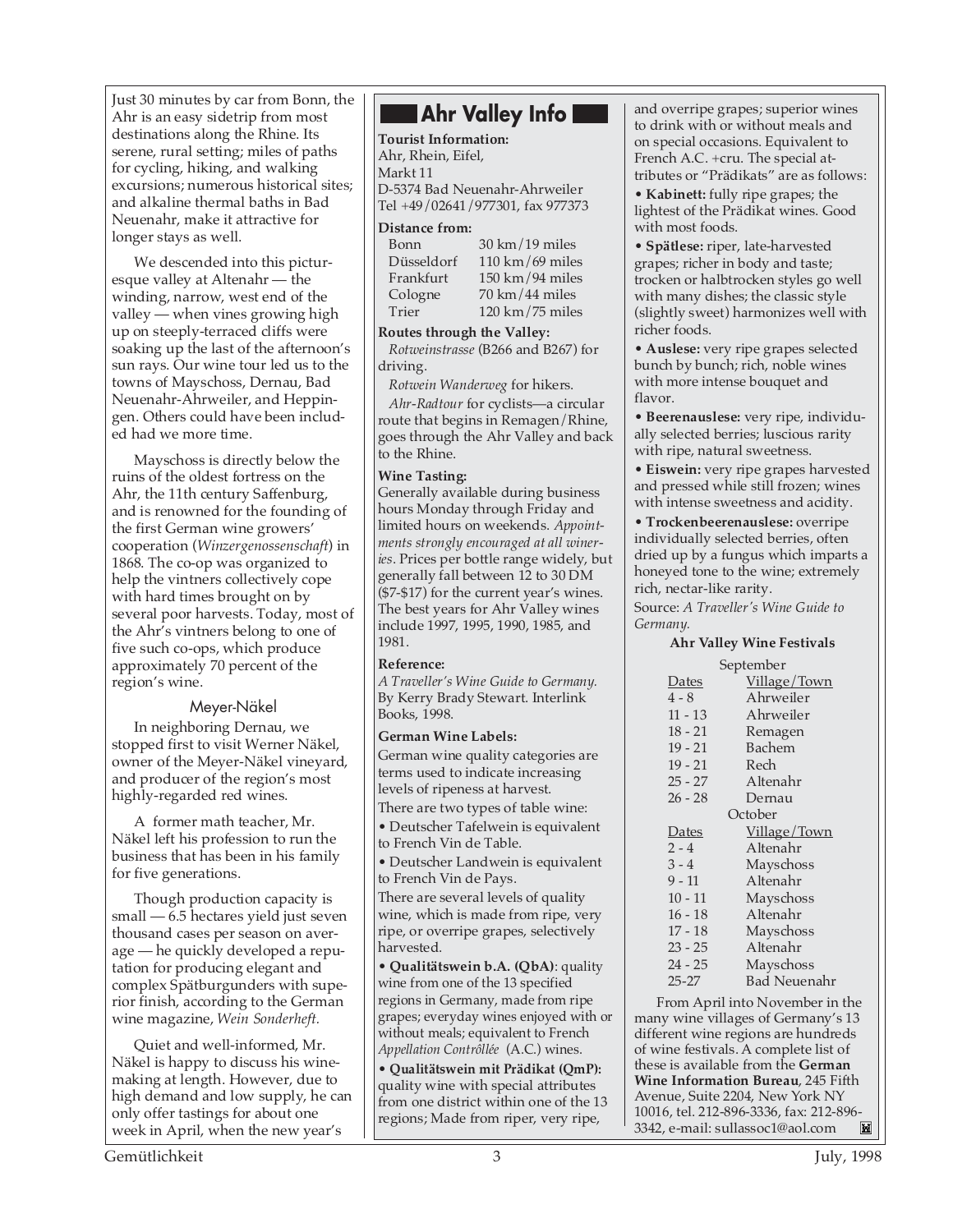Just 30 minutes by car from Bonn, the Ahr is an easy sidetrip from most destinations along the Rhine. Its serene, rural setting; miles of paths for cycling, hiking, and walking excursions; numerous historical sites; and alkaline thermal baths in Bad Neuenahr, make it attractive for longer stays as well.

We descended into this picturesque valley at Altenahr — the winding, narrow, west end of the valley — when vines growing high up on steeply-terraced cliffs were soaking up the last of the afternoon's sun rays. Our wine tour led us to the towns of Mayschoss, Dernau, Bad Neuenahr-Ahrweiler, and Heppingen. Others could have been included had we more time.

Mayschoss is directly below the ruins of the oldest fortress on the Ahr, the 11th century Saffenburg, and is renowned for the founding of the first German wine growers' cooperation (*Winzergenossenschaft*) in 1868. The co-op was organized to help the vintners collectively cope with hard times brought on by several poor harvests. Today, most of the Ahr's vintners belong to one of five such co-ops, which produce approximately 70 percent of the region's wine.

### Meyer-Näkel

In neighboring Dernau, we stopped first to visit Werner Näkel, owner of the Meyer-Näkel vineyard, and producer of the region's most highly-regarded red wines.

A former math teacher, Mr. Näkel left his profession to run the business that has been in his family for five generations.

Though production capacity is small — 6.5 hectares yield just seven thousand cases per season on average — he quickly developed a reputation for producing elegant and complex Spätburgunders with superior finish, according to the German wine magazine, *Wein Sonderheft.*

Quiet and well-informed, Mr. Näkel is happy to discuss his winemaking at length. However, due to high demand and low supply, he can only offer tastings for about one week in April, when the new year's

## Ahr Valley Info

**Tourist Information:**
Ahr, Rhein, Eifel,
Markt 11
D-5374 Bad Neuenahr-Ahrweiler
Tel +49/02641/977301, fax 977373

**Distance from:**

| | |
|---|---|
| Bonn | 30 km/19 miles |
| Düsseldorf | 110 km/69 miles |
| Frankfurt | 150 km/94 miles |
| Cologne | 70 km/44 miles |
| Trier | 120 km/75 miles |

**Routes through the Valley:**

*Rotweinstrasse* (B266 and B267) for driving.

*Rotwein Wanderweg* for hikers.

*Ahr-Radtour* for cyclists—a circular route that begins in Remagen/Rhine, goes through the Ahr Valley and back to the Rhine.

**Wine Tasting:**
Generally available during business hours Monday through Friday and limited hours on weekends. *Appointments strongly encouraged at all wineries*. Prices per bottle range widely, but generally fall between 12 to 30 DM ($7-$17) for the current year's wines. The best years for Ahr Valley wines include 1997, 1995, 1990, 1985, and 1981.

**Reference:**
*A Traveller's Wine Guide to Germany.* By Kerry Brady Stewart. Interlink Books, 1998.

**German Wine Labels:**
German wine quality categories are terms used to indicate increasing levels of ripeness at harvest.

There are two types of table wine:

- Deutscher Tafelwein is equivalent to French Vin de Table.
- Deutscher Landwein is equivalent to French Vin de Pays.

There are several levels of quality wine, which is made from ripe, very ripe, or overripe grapes, selectively harvested.

- **Qualitätswein b.A. (QbA)**: quality wine from one of the 13 specified regions in Germany, made from ripe grapes; everyday wines enjoyed with or without meals; equivalent to French *Appellation Contrôllée* (A.C.) wines.
- **Qualitätswein mit Prädikat (QmP):** quality wine with special attributes from one district within one of the 13 regions; Made from riper, very ripe, and overripe grapes; superior wines to drink with or without meals and on special occasions. Equivalent to French A.C. +cru. The special attributes or "Prädikats" are as follows:

- **Kabinett:** fully ripe grapes; the lightest of the Prädikat wines. Good with most foods.
- **Spätlese:** riper, late-harvested grapes; richer in body and taste; trocken or halbtrocken styles go well with many dishes; the classic style (slightly sweet) harmonizes well with richer foods.
- **Auslese:** very ripe grapes selected bunch by bunch; rich, noble wines with more intense bouquet and flavor.
- **Beerenauslese:** very ripe, individually selected berries; luscious rarity with ripe, natural sweetness.
- **Eiswein:** very ripe grapes harvested and pressed while still frozen; wines with intense sweetness and acidity.
- **Trockenbeerenauslese:** overripe individually selected berries, often dried up by a fungus which imparts a honeyed tone to the wine; extremely rich, nectar-like rarity.

Source: *A Traveller's Wine Guide to Germany.*

**Ahr Valley Wine Festivals**

September

| Dates | Village/Town |
|---|---|
| 4 - 8 | Ahrweiler |
| 11 - 13 | Ahrweiler |
| 18 - 21 | Remagen |
| 19 - 21 | Bachem |
| 19 - 21 | Rech |
| 25 - 27 | Altenahr |
| 26 - 28 | Dernau |

October

| Dates | Village/Town |
|---|---|
| 2 - 4 | Altenahr |
| 3 - 4 | Mayschoss |
| 9 - 11 | Altenahr |
| 10 - 11 | Mayschoss |
| 16 - 18 | Altenahr |
| 17 - 18 | Mayschoss |
| 23 - 25 | Altenahr |
| 24 - 25 | Mayschoss |
| 25-27 | Bad Neuenahr |

From April into November in the many wine villages of Germany's 13 different wine regions are hundreds of wine festivals. A complete list of these is available from the **German Wine Information Bureau**, 245 Fifth Avenue, Suite 2204, New York NY 10016, tel. 212-896-3336, fax: 212-896-3342, e-mail: sullassoc1@aol.com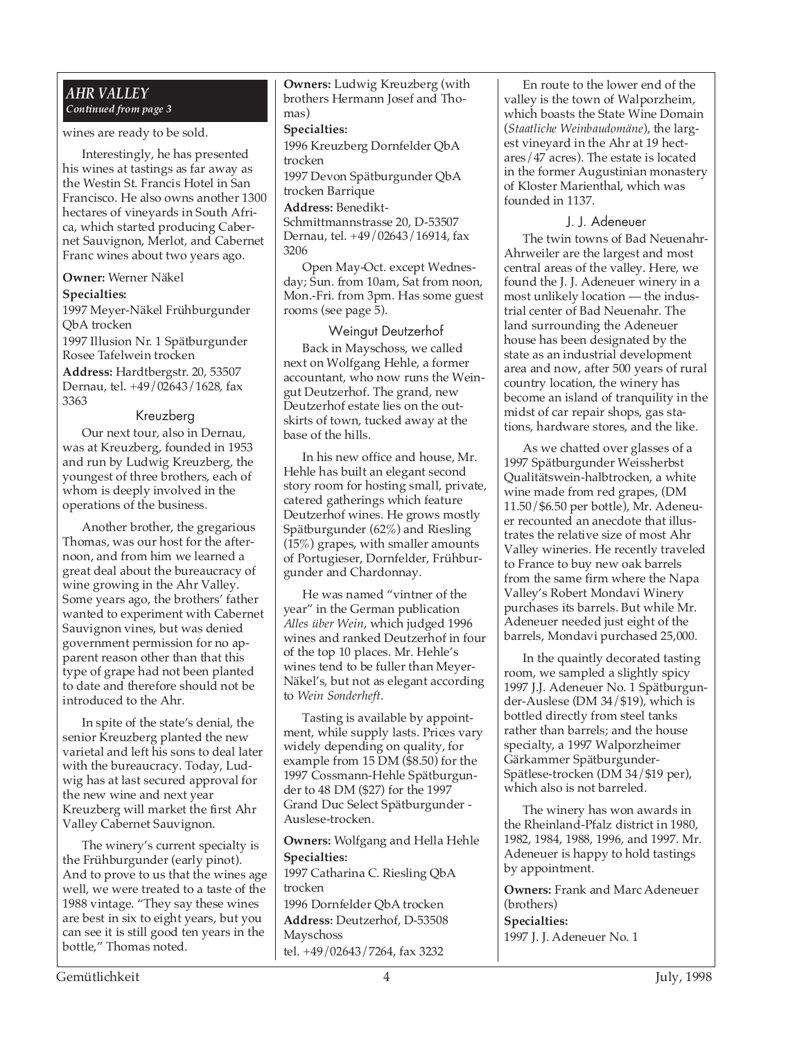## AHR VALLEY

*Continued from page 3*

wines are ready to be sold.

Interestingly, he has presented his wines at tastings as far away as the Westin St. Francis Hotel in San Francisco. He also owns another 1300 hectares of vineyards in South Africa, which started producing Cabernet Sauvignon, Merlot, and Cabernet Franc wines about two years ago.

**Owner:** Werner Näkel

**Specialties:**

1997 Meyer-Näkel Frühburgunder QbA trocken

1997 Illusion Nr. 1 Spätburgunder Rosee Tafelwein trocken

**Address:** Hardtbergstr. 20, 53507 Dernau, tel. +49/02643/1628, fax 3363

### Kreuzberg

Our next tour, also in Dernau, was at Kreuzberg, founded in 1953 and run by Ludwig Kreuzberg, the youngest of three brothers, each of whom is deeply involved in the operations of the business.

Another brother, the gregarious Thomas, was our host for the afternoon, and from him we learned a great deal about the bureaucracy of wine growing in the Ahr Valley. Some years ago, the brothers' father wanted to experiment with Cabernet Sauvignon vines, but was denied government permission for no apparent reason other than that this type of grape had not been planted to date and therefore should not be introduced to the Ahr.

In spite of the state's denial, the senior Kreuzberg planted the new varietal and left his sons to deal later with the bureaucracy. Today, Ludwig has at last secured approval for the new wine and next year Kreuzberg will market the first Ahr Valley Cabernet Sauvignon.

The winery's current specialty is the Frühburgunder (early pinot). And to prove to us that the wines age well, we were treated to a taste of the 1988 vintage. "They say these wines are best in six to eight years, but you can see it is still good ten years in the bottle," Thomas noted.

**Owners:** Ludwig Kreuzberg (with brothers Hermann Josef and Thomas)

**Specialties:**

1996 Kreuzberg Dornfelder QbA trocken

1997 Devon Spätburgunder QbA trocken Barrique

**Address:** Benedikt-Schmittmannstrasse 20, D-53507 Dernau, tel. +49/02643/16914, fax 3206

Open May-Oct. except Wednesday; Sun. from 10am, Sat from noon, Mon.-Fri. from 3pm. Has some guest rooms (see page 5).

### Weingut Deutzerhof

Back in Mayschoss, we called next on Wolfgang Hehle, a former accountant, who now runs the Weingut Deutzerhof. The grand, new Deutzerhof estate lies on the outskirts of town, tucked away at the base of the hills.

In his new office and house, Mr. Hehle has built an elegant second story room for hosting small, private, catered gatherings which feature Deutzerhof wines. He grows mostly Spätburgunder (62%) and Riesling (15%) grapes, with smaller amounts of Portugieser, Dornfelder, Frühburgunder and Chardonnay.

He was named "vintner of the year" in the German publication *Alles über Wein*, which judged 1996 wines and ranked Deutzerhof in four of the top 10 places. Mr. Hehle's wines tend to be fuller than Meyer-Näkel's, but not as elegant according to *Wein Sonderheft*.

Tasting is available by appointment, while supply lasts. Prices vary widely depending on quality, for example from 15 DM ($8.50) for the 1997 Cossmann-Hehle Spätburgunder to 48 DM ($27) for the 1997 Grand Duc Select Spätburgunder - Auslese-trocken.

**Owners:** Wolfgang and Hella Hehle

**Specialties:**

1997 Catharina C. Riesling QbA trocken

1996 Dornfelder QbA trocken

**Address:** Deutzerhof, D-53508 Mayschoss
tel. +49/02643/7264, fax 3232

En route to the lower end of the valley is the town of Walporzheim, which boasts the State Wine Domain (*Staatliche Weinbaudomäne*), the largest vineyard in the Ahr at 19 hectares/47 acres). The estate is located in the former Augustinian monastery of Kloster Marienthal, which was founded in 1137.

### J. J. Adeneuer

The twin towns of Bad Neuenahr-Ahrweiler are the largest and most central areas of the valley. Here, we found the J. J. Adeneuer winery in a most unlikely location — the industrial center of Bad Neuenahr. The land surrounding the Adeneuer house has been designated by the state as an industrial development area and now, after 500 years of rural country location, the winery has become an island of tranquility in the midst of car repair shops, gas stations, hardware stores, and the like.

As we chatted over glasses of a 1997 Spätburgunder Weissherbst Qualitätswein-halbtrocken, a white wine made from red grapes, (DM 11.50/$6.50 per bottle), Mr. Adeneuer recounted an anecdote that illustrates the relative size of most Ahr Valley wineries. He recently traveled to France to buy new oak barrels from the same firm where the Napa Valley's Robert Mondavi Winery purchases its barrels. But while Mr. Adeneuer needed just eight of the barrels, Mondavi purchased 25,000.

In the quaintly decorated tasting room, we sampled a slightly spicy 1997 J.J. Adeneuer No. 1 Spätburgunder-Auslese (DM 34/$19), which is bottled directly from steel tanks rather than barrels; and the house specialty, a 1997 Walporzheimer Gärkammer Spätburgunder-Spätlese-trocken (DM 34/$19 per), which also is not barreled.

The winery has won awards in the Rheinland-Pfalz district in 1980, 1982, 1984, 1988, 1996, and 1997. Mr. Adeneuer is happy to hold tastings by appointment.

**Owners:** Frank and Marc Adeneuer (brothers)

**Specialties:**

1997 J. J. Adeneuer No. 1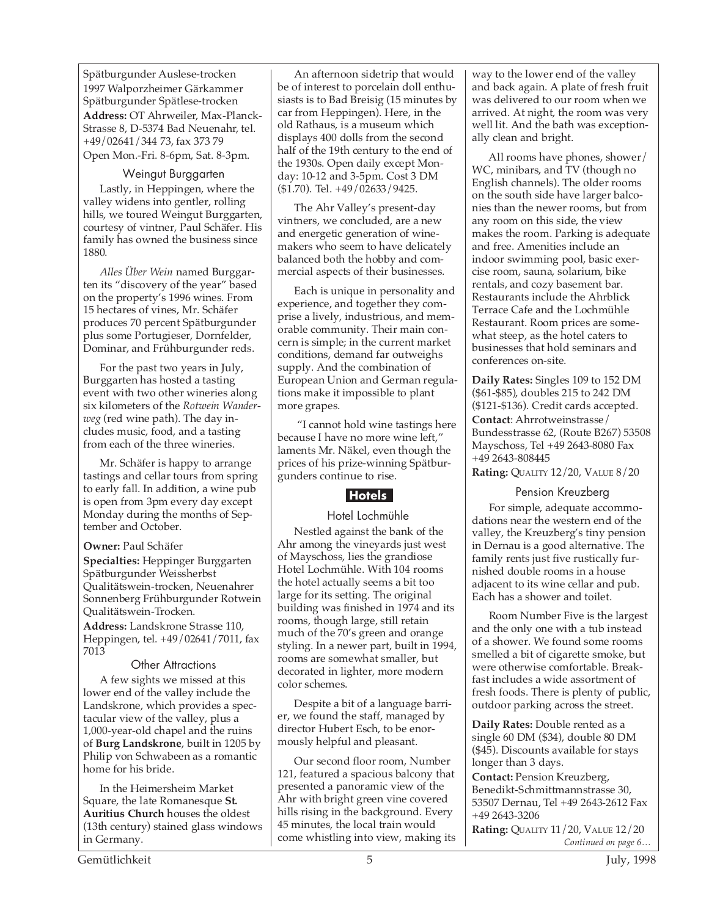Spätburgunder Auslese-trocken
1997 Walporzheimer Gärkammer Spätburgunder Spätlese-trocken

**Address:** OT Ahrweiler, Max-Planck-Strasse 8, D-5374 Bad Neuenahr, tel. +49/02641/344 73, fax 373 79
Open Mon.-Fri. 8-6pm, Sat. 8-3pm.

### Weingut Burggarten

Lastly, in Heppingen, where the valley widens into gentler, rolling hills, we toured Weingut Burggarten, courtesy of vintner, Paul Schäfer. His family has owned the business since 1880.

*Alles Über Wein* named Burggarten its "discovery of the year" based on the property's 1996 wines. From 15 hectares of vines, Mr. Schäfer produces 70 percent Spätburgunder plus some Portugieser, Dornfelder, Dominar, and Frühburgunder reds.

For the past two years in July, Burggarten has hosted a tasting event with two other wineries along six kilometers of the *Rotwein Wanderweg* (red wine path). The day includes music, food, and a tasting from each of the three wineries.

Mr. Schäfer is happy to arrange tastings and cellar tours from spring to early fall. In addition, a wine pub is open from 3pm every day except Monday during the months of September and October.

**Owner:** Paul Schäfer

**Specialties:** Heppinger Burggarten Spätburgunder Weissherbst Qualitätswein-trocken, Neuenahrer Sonnenberg Frühburgunder Rotwein Qualitätswein-Trocken.

**Address:** Landskrone Strasse 110, Heppingen, tel. +49/02641/7011, fax 7013

### Other Attractions

A few sights we missed at this lower end of the valley include the Landskrone, which provides a spectacular view of the valley, plus a 1,000-year-old chapel and the ruins of **Burg Landskrone**, built in 1205 by Philip von Schwabeen as a romantic home for his bride.

In the Heimersheim Market Square, the late Romanesque **St. Auritius Church** houses the oldest (13th century) stained glass windows in Germany.

An afternoon sidetrip that would be of interest to porcelain doll enthusiasts is to Bad Breisig (15 minutes by car from Heppingen). Here, in the old Rathaus, is a museum which displays 400 dolls from the second half of the 19th century to the end of the 1930s. Open daily except Monday: 10-12 and 3-5pm. Cost 3 DM ($1.70). Tel. +49/02633/9425.

The Ahr Valley's present-day vintners, we concluded, are a new and energetic generation of winemakers who seem to have delicately balanced both the hobby and commercial aspects of their businesses.

Each is unique in personality and experience, and together they comprise a lively, industrious, and memorable community. Their main concern is simple; in the current market conditions, demand far outweighs supply. And the combination of European Union and German regulations make it impossible to plant more grapes.

"I cannot hold wine tastings here because I have no more wine left," laments Mr. Näkel, even though the prices of his prize-winning Spätburgunders continue to rise.

## Hotels

### Hotel Lochmühle

Nestled against the bank of the Ahr among the vineyards just west of Mayschoss, lies the grandiose Hotel Lochmühle. With 104 rooms the hotel actually seems a bit too large for its setting. The original building was finished in 1974 and its rooms, though large, still retain much of the 70's green and orange styling. In a newer part, built in 1994, rooms are somewhat smaller, but decorated in lighter, more modern color schemes.

Despite a bit of a language barrier, we found the staff, managed by director Hubert Esch, to be enormously helpful and pleasant.

Our second floor room, Number 121, featured a spacious balcony that presented a panoramic view of the Ahr with bright green vine covered hills rising in the background. Every 45 minutes, the local train would come whistling into view, making its way to the lower end of the valley and back again. A plate of fresh fruit was delivered to our room when we arrived. At night, the room was very well lit. And the bath was exceptionally clean and bright.

All rooms have phones, shower/WC, minibars, and TV (though no English channels). The older rooms on the south side have larger balconies than the newer rooms, but from any room on this side, the view makes the room. Parking is adequate and free. Amenities include an indoor swimming pool, basic exercise room, sauna, solarium, bike rentals, and cozy basement bar. Restaurants include the Ahrblick Terrace Cafe and the Lochmühle Restaurant. Room prices are somewhat steep, as the hotel caters to businesses that hold seminars and conferences on-site.

**Daily Rates:** Singles 109 to 152 DM ($61-$85), doubles 215 to 242 DM ($121-$136). Credit cards accepted.

**Contact**: Ahrrotweinstrasse/Bundesstrasse 62, (Route B267) 53508 Mayschoss, Tel +49 2643-8080 Fax +49 2643-808445

**Rating:** QUALITY 12/20, VALUE 8/20

### Pension Kreuzberg

For simple, adequate accommodations near the western end of the valley, the Kreuzberg's tiny pension in Dernau is a good alternative. The family rents just five rustically furnished double rooms in a house adjacent to its wine cellar and pub. Each has a shower and toilet.

Room Number Five is the largest and the only one with a tub instead of a shower. We found some rooms smelled a bit of cigarette smoke, but were otherwise comfortable. Breakfast includes a wide assortment of fresh foods. There is plenty of public, outdoor parking across the street.

**Daily Rates:** Double rented as a single 60 DM ($34), double 80 DM ($45). Discounts available for stays longer than 3 days.

**Contact:** Pension Kreuzberg, Benedikt-Schmittmannstrasse 30, 53507 Dernau, Tel +49 2643-2612 Fax +49 2643-3206

**Rating:** QUALITY 11/20, VALUE 12/20

*Continued on page 6…*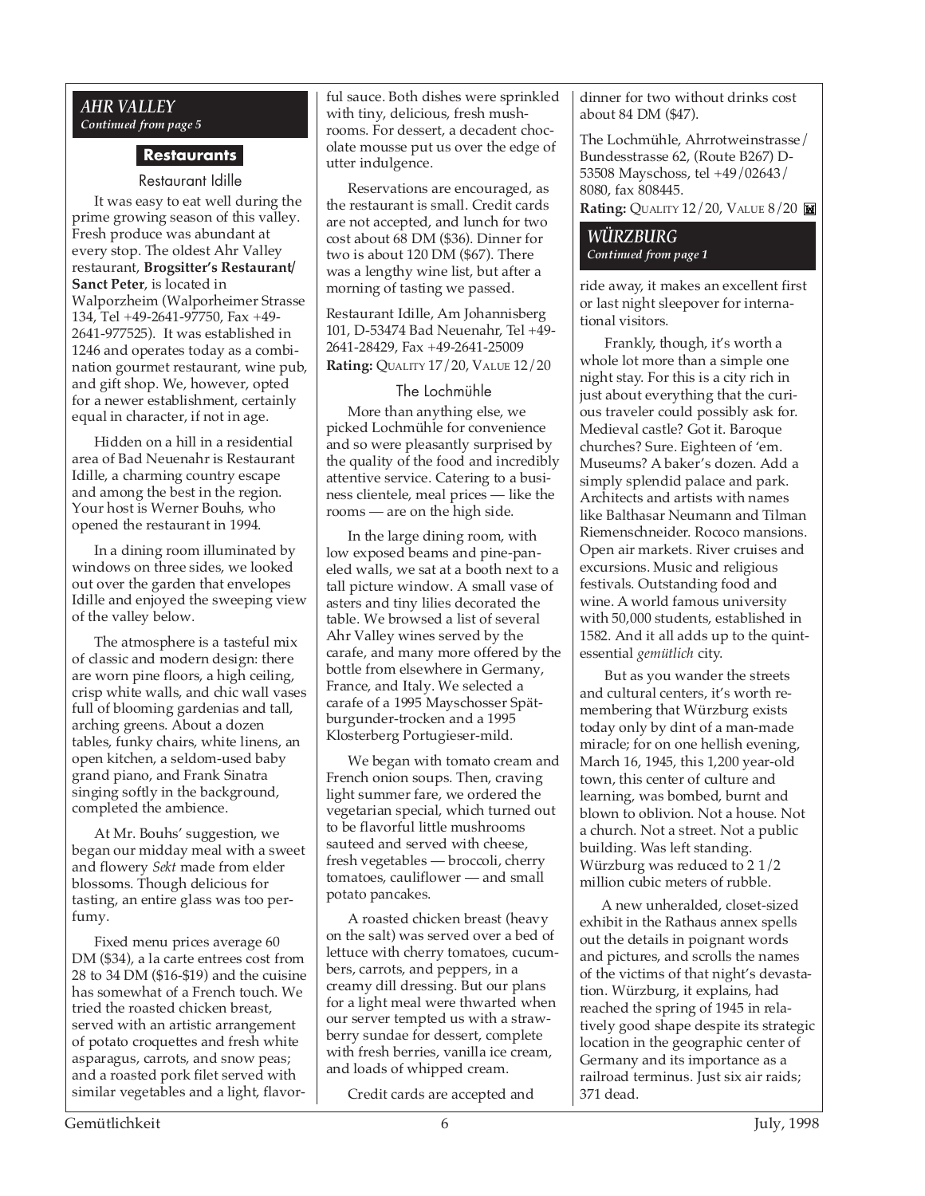## AHR VALLEY

*Continued from page 5*

### Restaurants

#### Restaurant Idille

It was easy to eat well during the prime growing season of this valley. Fresh produce was abundant at every stop. The oldest Ahr Valley restaurant, **Brogsitter's Restaurant/ Sanct Peter**, is located in Walporzheim (Walporheimer Strasse 134, Tel +49-2641-97750, Fax +49-2641-977525). It was established in 1246 and operates today as a combination gourmet restaurant, wine pub, and gift shop. We, however, opted for a newer establishment, certainly equal in character, if not in age.

Hidden on a hill in a residential area of Bad Neuenahr is Restaurant Idille, a charming country escape and among the best in the region. Your host is Werner Bouhs, who opened the restaurant in 1994.

In a dining room illuminated by windows on three sides, we looked out over the garden that envelopes Idille and enjoyed the sweeping view of the valley below.

The atmosphere is a tasteful mix of classic and modern design: there are worn pine floors, a high ceiling, crisp white walls, and chic wall vases full of blooming gardenias and tall, arching greens. About a dozen tables, funky chairs, white linens, an open kitchen, a seldom-used baby grand piano, and Frank Sinatra singing softly in the background, completed the ambience.

At Mr. Bouhs' suggestion, we began our midday meal with a sweet and flowery *Sekt* made from elder blossoms. Though delicious for tasting, an entire glass was too perfumy.

Fixed menu prices average 60 DM ($34), a la carte entrees cost from 28 to 34 DM ($16-$19) and the cuisine has somewhat of a French touch. We tried the roasted chicken breast, served with an artistic arrangement of potato croquettes and fresh white asparagus, carrots, and snow peas; and a roasted pork filet served with similar vegetables and a light, flavorful sauce. Both dishes were sprinkled with tiny, delicious, fresh mushrooms. For dessert, a decadent chocolate mousse put us over the edge of utter indulgence.

Reservations are encouraged, as the restaurant is small. Credit cards are not accepted, and lunch for two cost about 68 DM ($36). Dinner for two is about 120 DM ($67). There was a lengthy wine list, but after a morning of tasting we passed.

Restaurant Idille, Am Johannisberg 101, D-53474 Bad Neuenahr, Tel +49-2641-28429, Fax +49-2641-25009

**Rating:** QUALITY 17/20, VALUE 12/20

#### The Lochmühle

More than anything else, we picked Lochmühle for convenience and so were pleasantly surprised by the quality of the food and incredibly attentive service. Catering to a business clientele, meal prices — like the rooms — are on the high side.

In the large dining room, with low exposed beams and pine-paneled walls, we sat at a booth next to a tall picture window. A small vase of asters and tiny lilies decorated the table. We browsed a list of several Ahr Valley wines served by the carafe, and many more offered by the bottle from elsewhere in Germany, France, and Italy. We selected a carafe of a 1995 Mayschosser Spätburgunder-trocken and a 1995 Klosterberg Portugieser-mild.

We began with tomato cream and French onion soups. Then, craving light summer fare, we ordered the vegetarian special, which turned out to be flavorful little mushrooms sauteed and served with cheese, fresh vegetables — broccoli, cherry tomatoes, cauliflower — and small potato pancakes.

A roasted chicken breast (heavy on the salt) was served over a bed of lettuce with cherry tomatoes, cucumbers, carrots, and peppers, in a creamy dill dressing. But our plans for a light meal were thwarted when our server tempted us with a strawberry sundae for dessert, complete with fresh berries, vanilla ice cream, and loads of whipped cream.

Credit cards are accepted and dinner for two without drinks cost about 84 DM ($47).

The Lochmühle, Ahrrotweinstrasse/ Bundesstrasse 62, (Route B267) D-53508 Mayschoss, tel +49/02643/ 8080, fax 808445.

**Rating:** QUALITY 12/20, VALUE 8/20

## WÜRZBURG

*Continued from page 1*

ride away, it makes an excellent first or last night sleepover for international visitors.

Frankly, though, it's worth a whole lot more than a simple one night stay. For this is a city rich in just about everything that the curious traveler could possibly ask for. Medieval castle? Got it. Baroque churches? Sure. Eighteen of 'em. Museums? A baker's dozen. Add a simply splendid palace and park. Architects and artists with names like Balthasar Neumann and Tilman Riemenschneider. Rococo mansions. Open air markets. River cruises and excursions. Music and religious festivals. Outstanding food and wine. A world famous university with 50,000 students, established in 1582. And it all adds up to the quintessential *gemütlich* city.

But as you wander the streets and cultural centers, it's worth remembering that Würzburg exists today only by dint of a man-made miracle; for on one hellish evening, March 16, 1945, this 1,200 year-old town, this center of culture and learning, was bombed, burnt and blown to oblivion. Not a house. Not a church. Not a street. Not a public building. Was left standing. Würzburg was reduced to 2 1/2 million cubic meters of rubble.

A new unheralded, closet-sized exhibit in the Rathaus annex spells out the details in poignant words and pictures, and scrolls the names of the victims of that night's devastation. Würzburg, it explains, had reached the spring of 1945 in relatively good shape despite its strategic location in the geographic center of Germany and its importance as a railroad terminus. Just six air raids; 371 dead.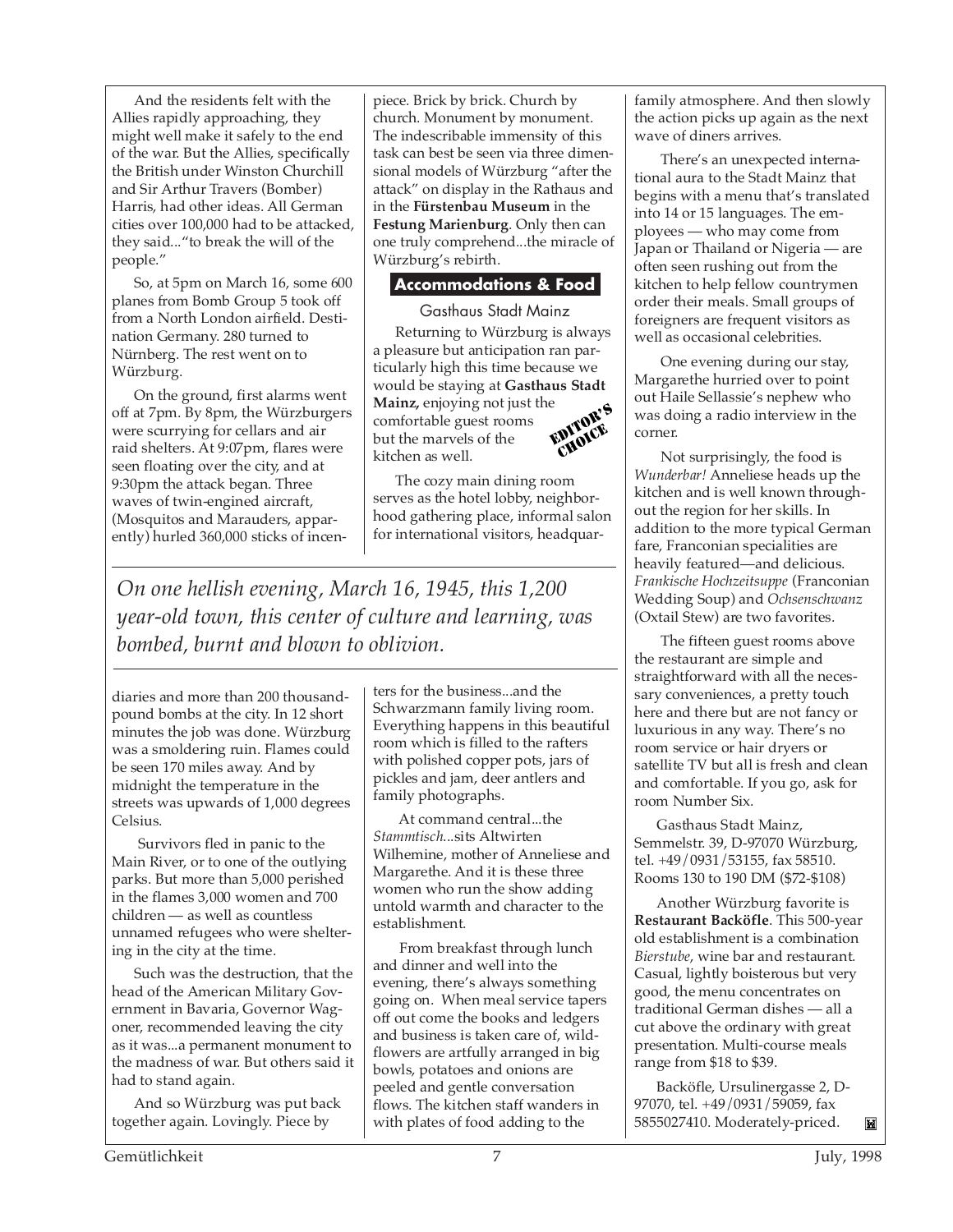And the residents felt with the Allies rapidly approaching, they might well make it safely to the end of the war. But the Allies, specifically the British under Winston Churchill and Sir Arthur Travers (Bomber) Harris, had other ideas. All German cities over 100,000 had to be attacked, they said...“to break the will of the people.”

So, at 5pm on March 16, some 600 planes from Bomb Group 5 took off from a North London airfield. Destination Germany. 280 turned to Nürnberg. The rest went on to Würzburg.

On the ground, first alarms went off at 7pm. By 8pm, the Würzburgers were scurrying for cellars and air raid shelters. At 9:07pm, flares were seen floating over the city, and at 9:30pm the attack began. Three waves of twin-engined aircraft, (Mosquitos and Marauders, apparently) hurled 360,000 sticks of incendiaries and more than 200 thousand-pound bombs at the city. In 12 short minutes the job was done. Würzburg was a smoldering ruin. Flames could be seen 170 miles away. And by midnight the temperature in the streets was upwards of 1,000 degrees Celsius.

*On one hellish evening, March 16, 1945, this 1,200 year-old town, this center of culture and learning, was bombed, burnt and blown to oblivion.*

Survivors fled in panic to the Main River, or to one of the outlying parks. But more than 5,000 perished in the flames 3,000 women and 700 children — as well as countless unnamed refugees who were sheltering in the city at the time.

Such was the destruction, that the head of the American Military Government in Bavaria, Governor Wagoner, recommended leaving the city as it was...a permanent monument to the madness of war. But others said it had to stand again.

And so Würzburg was put back together again. Lovingly. Piece by piece. Brick by brick. Church by church. Monument by monument. The indescribable immensity of this task can best be seen via three dimensional models of Würzburg “after the attack” on display in the Rathaus and in the **Fürstenbau Museum** in the **Festung Marienburg**. Only then can one truly comprehend...the miracle of Würzburg’s rebirth.

## Accommodations & Food

### Gasthaus Stadt Mainz

Returning to Würzburg is always a pleasure but anticipation ran particularly high this time because we would be staying at **Gasthaus Stadt Mainz,** enjoying not just the comfortable guest rooms but the marvels of the kitchen as well.

EDITOR'S CHOICE

The cozy main dining room serves as the hotel lobby, neighborhood gathering place, informal salon for international visitors, headquarters for the business...and the Schwarzmann family living room. Everything happens in this beautiful room which is filled to the rafters with polished copper pots, jars of pickles and jam, deer antlers and family photographs.

At command central...the *Stammtisch*...sits Altwirten Wilhemine, mother of Anneliese and Margarethe. And it is these three women who run the show adding untold warmth and character to the establishment.

From breakfast through lunch and dinner and well into the evening, there’s always something going on. When meal service tapers off out come the books and ledgers and business is taken care of, wildflowers are artfully arranged in big bowls, potatoes and onions are peeled and gentle conversation flows. The kitchen staff wanders in with plates of food adding to the family atmosphere. And then slowly the action picks up again as the next wave of diners arrives.

There’s an unexpected international aura to the Stadt Mainz that begins with a menu that’s translated into 14 or 15 languages. The employees — who may come from Japan or Thailand or Nigeria — are often seen rushing out from the kitchen to help fellow countrymen order their meals. Small groups of foreigners are frequent visitors as well as occasional celebrities.

One evening during our stay, Margarethe hurried over to point out Haile Sellassie’s nephew who was doing a radio interview in the corner.

Not surprisingly, the food is *Wunderbar!* Anneliese heads up the kitchen and is well known throughout the region for her skills. In addition to the more typical German fare, Franconian specialities are heavily featured—and delicious. *Frankische Hochzeitsuppe* (Franconian Wedding Soup) and *Ochsenschwanz* (Oxtail Stew) are two favorites.

The fifteen guest rooms above the restaurant are simple and straightforward with all the necessary conveniences, a pretty touch here and there but are not fancy or luxurious in any way. There’s no room service or hair dryers or satellite TV but all is fresh and clean and comfortable. If you go, ask for room Number Six.

Gasthaus Stadt Mainz, Semmelstr. 39, D-97070 Würzburg, tel. +49/0931/53155, fax 58510. Rooms 130 to 190 DM ($72-$108)

Another Würzburg favorite is **Restaurant Backöfle**. This 500-year old establishment is a combination *Bierstube*, wine bar and restaurant. Casual, lightly boisterous but very good, the menu concentrates on traditional German dishes — all a cut above the ordinary with great presentation. Multi-course meals range from $18 to $39.

Backöfle, Ursulinergasse 2, D-97070, tel. +49/0931/59059, fax 5855027410. Moderately-priced.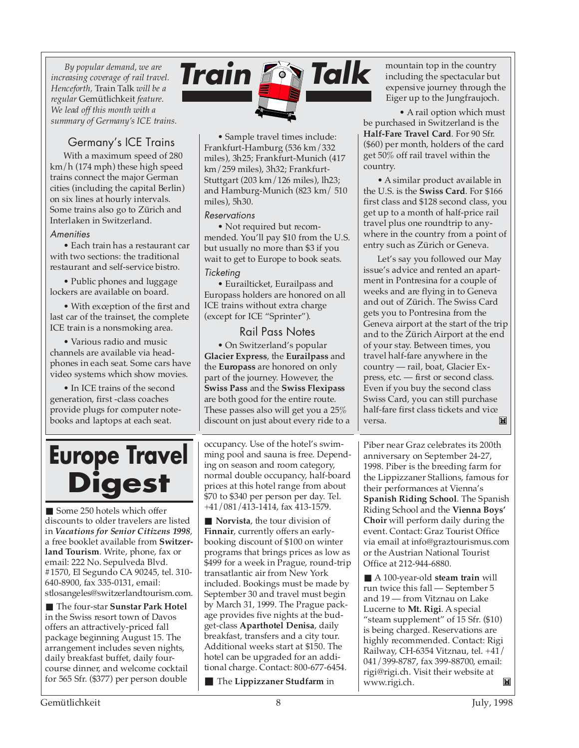# Train Talk

*By popular demand, we are increasing coverage of rail travel. Henceforth,* Train Talk *will be a regular* Gemütlichkeit *feature. We lead off this month with a summary of Germany's ICE trains.*

## Germany's ICE Trains

With a maximum speed of 280 km/h (174 mph) these high speed trains connect the major German cities (including the capital Berlin) on six lines at hourly intervals. Some trains also go to Zürich and Interlaken in Switzerland.

### Amenities

• Each train has a restaurant car with two sections: the traditional restaurant and self-service bistro.

• Public phones and luggage lockers are available on board.

• With exception of the first and last car of the trainset, the complete ICE train is a nonsmoking area.

• Various radio and music channels are available via headphones in each seat. Some cars have video systems which show movies.

• In ICE trains of the second generation, first -class coaches provide plugs for computer notebooks and laptops at each seat.

• Sample travel times include: Frankfurt-Hamburg (536 km/332 miles), 3h25; Frankfurt-Munich (417 km/259 miles), 3h32; Frankfurt-Stuttgart (203 km/126 miles), lh23; and Hamburg-Munich (823 km/ 510 miles), 5h30.

### Reservations

• Not required but recommended. You'll pay $10 from the U.S. but usually no more than $3 if you wait to get to Europe to book seats.

### Ticketing

• Eurailticket, Eurailpass and Europass holders are honored on all ICE trains without extra charge (except for ICE "Sprinter").

## Rail Pass Notes

• On Switzerland's popular **Glacier Express**, the **Eurailpass** and the **Europass** are honored on only part of the journey. However, the **Swiss Pass** and the **Swiss Flexipass** are both good for the entire route. These passes also will get you a 25% discount on just about every ride to a mountain top in the country including the spectacular but expensive journey through the Eiger up to the Jungfraujoch.

• A rail option which must be purchased in Switzerland is the **Half-Fare Travel Card**. For 90 Sfr. ($60) per month, holders of the card get 50% off rail travel within the country.

• A similar product available in the U.S. is the **Swiss Card**. For $166 first class and $128 second class, you get up to a month of half-price rail travel plus one roundtrip to anywhere in the country from a point of entry such as Zürich or Geneva.

Let's say you followed our May issue's advice and rented an apartment in Pontresina for a couple of weeks and are flying in to Geneva and out of Zürich. The Swiss Card gets you to Pontresina from the Geneva airport at the start of the trip and to the Zürich Airport at the end of your stay. Between times, you travel half-fare anywhere in the country — rail, boat, Glacier Express, etc. — first or second class. Even if you buy the second class Swiss Card, you can still purchase half-fare first class tickets and vice versa.

# Europe Travel Digest

■ Some 250 hotels which offer discounts to older travelers are listed in ***Vacations for Senior Citizens 1998***, a free booklet available from **Switzerland Tourism**. Write, phone, fax or email: 222 No. Sepulveda Blvd. #1570, El Segundo CA 90245, tel. 310-640-8900, fax 335-0131, email: stlosangeles@switzerlandtourism.com.

■ The four-star **Sunstar Park Hotel** in the Swiss resort town of Davos offers an attractively-priced fall package beginning August 15. The arrangement includes seven nights, daily breakfast buffet, daily four-course dinner, and welcome cocktail for 565 Sfr. ($377) per person double occupancy. Use of the hotel's swimming pool and sauna is free. Depending on season and room category, normal double occupancy, half-board prices at this hotel range from about $70 to $340 per person per day. Tel. +41/081/413-1414, fax 413-1579.

■ **Norvista**, the tour division of **Finnair**, currently offers an early-booking discount of $100 on winter programs that brings prices as low as $499 for a week in Prague, round-trip transatlantic air from New York included. Bookings must be made by September 30 and travel must begin by March 31, 1999. The Prague package provides five nights at the budget-class **Aparthotel Denisa**, daily breakfast, transfers and a city tour. Additional weeks start at $150. The hotel can be upgraded for an additional charge. Contact: 800-677-6454.

■ The **Lippizzaner Studfarm** in Piber near Graz celebrates its 200th anniversary on September 24-27, 1998. Piber is the breeding farm for the Lippizzaner Stallions, famous for their performances at Vienna's **Spanish Riding School**. The Spanish Riding School and the **Vienna Boys' Choir** will perform daily during the event. Contact: Graz Tourist Office via email at info@graztourismus.com or the Austrian National Tourist Office at 212-944-6880.

■ A 100-year-old **steam train** will run twice this fall — September 5 and 19 — from Vitznau on Lake Lucerne to **Mt. Rigi**. A special "steam supplement" of 15 Sfr. ($10) is being charged. Reservations are highly recommended. Contact: Rigi Railway, CH-6354 Vitznau, tel. +41/041/399-8787, fax 399-88700, email: rigi@rigi.ch. Visit their website at www.rigi.ch.